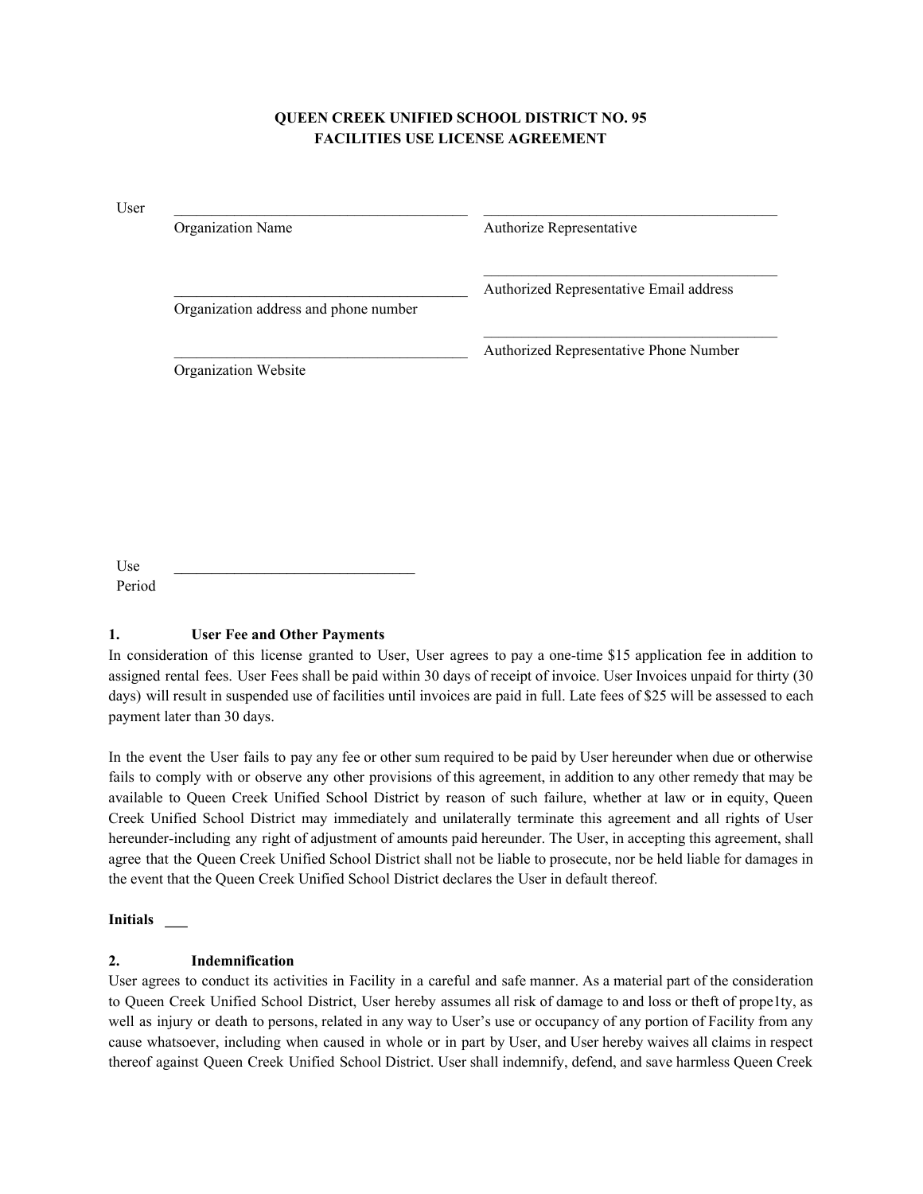**QUEEN CREEK UNIFIED SCHOOL DISTRICT NO. 95**
**FACILITIES USE LICENSE AGREEMENT**

User

| | |
|---|---|
| ________________________________________ | ________________________________________ |
| Organization Name | Authorize Representative |
| ________________________________________ | ________________________________________ |
| Organization address and phone number | Authorized Representative Email address |
| ________________________________________ | ________________________________________ |
| Organization Website | Authorized Representative Phone Number |

Use Period ________________________________

**1. User Fee and Other Payments**

In consideration of this license granted to User, User agrees to pay a one-time $15 application fee in addition to assigned rental fees. User Fees shall be paid within 30 days of receipt of invoice. User Invoices unpaid for thirty (30 days) will result in suspended use of facilities until invoices are paid in full. Late fees of $25 will be assessed to each payment later than 30 days.

In the event the User fails to pay any fee or other sum required to be paid by User hereunder when due or otherwise fails to comply with or observe any other provisions of this agreement, in addition to any other remedy that may be available to Queen Creek Unified School District by reason of such failure, whether at law or in equity, Queen Creek Unified School District may immediately and unilaterally terminate this agreement and all rights of User hereunder-including any right of adjustment of amounts paid hereunder. The User, in accepting this agreement, shall agree that the Queen Creek Unified School District shall not be liable to prosecute, nor be held liable for damages in the event that the Queen Creek Unified School District declares the User in default thereof.

**Initials ___**

**2. Indemnification**

User agrees to conduct its activities in Facility in a careful and safe manner. As a material part of the consideration to Queen Creek Unified School District, User hereby assumes all risk of damage to and loss or theft of prope1ty, as well as injury or death to persons, related in any way to User's use or occupancy of any portion of Facility from any cause whatsoever, including when caused in whole or in part by User, and User hereby waives all claims in respect thereof against Queen Creek Unified School District. User shall indemnify, defend, and save harmless Queen Creek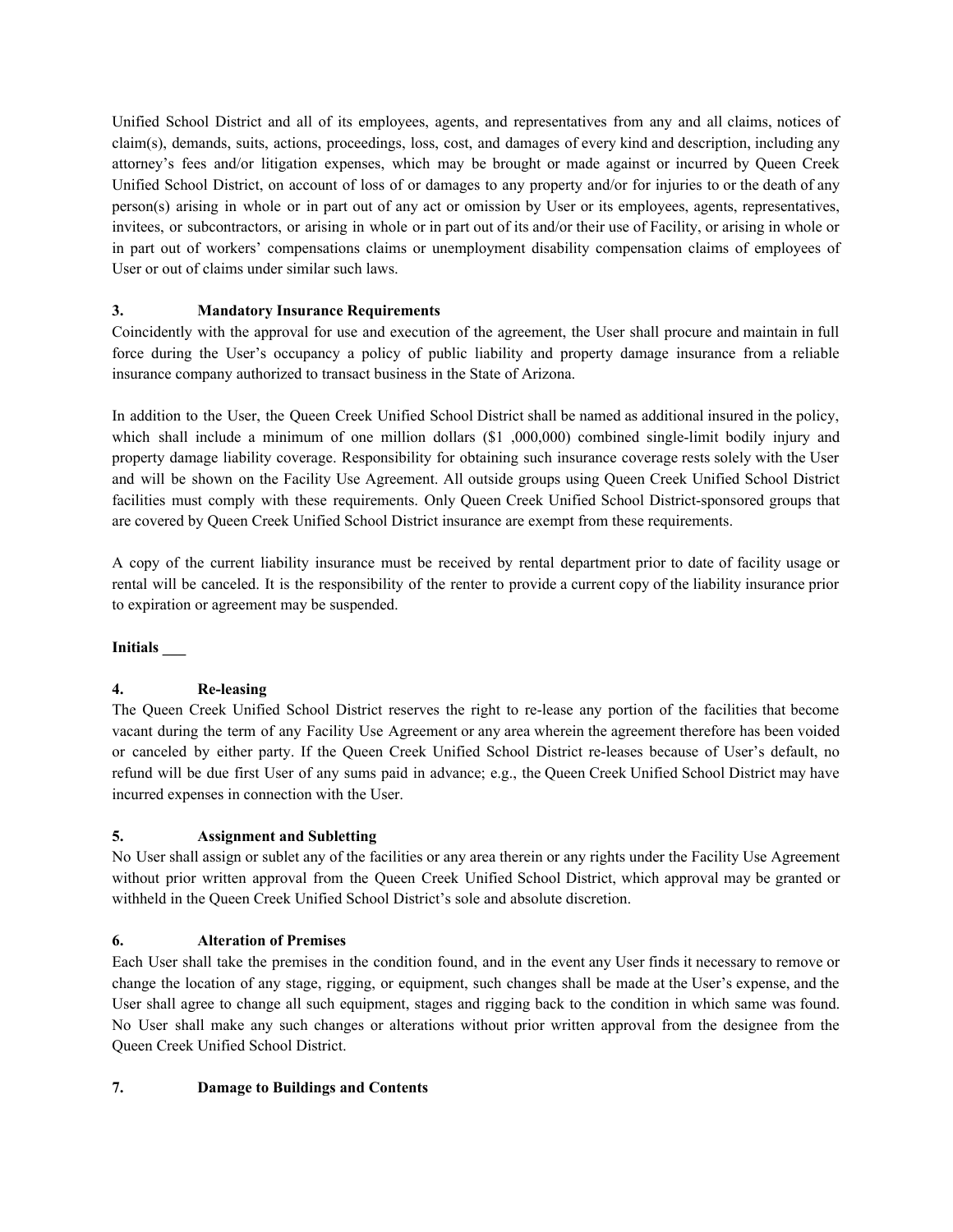Unified School District and all of its employees, agents, and representatives from any and all claims, notices of claim(s), demands, suits, actions, proceedings, loss, cost, and damages of every kind and description, including any attorney's fees and/or litigation expenses, which may be brought or made against or incurred by Queen Creek Unified School District, on account of loss of or damages to any property and/or for injuries to or the death of any person(s) arising in whole or in part out of any act or omission by User or its employees, agents, representatives, invitees, or subcontractors, or arising in whole or in part out of its and/or their use of Facility, or arising in whole or in part out of workers' compensations claims or unemployment disability compensation claims of employees of User or out of claims under similar such laws.

**3. Mandatory Insurance Requirements**

Coincidently with the approval for use and execution of the agreement, the User shall procure and maintain in full force during the User's occupancy a policy of public liability and property damage insurance from a reliable insurance company authorized to transact business in the State of Arizona.

In addition to the User, the Queen Creek Unified School District shall be named as additional insured in the policy, which shall include a minimum of one million dollars ($1 ,000,000) combined single-limit bodily injury and property damage liability coverage. Responsibility for obtaining such insurance coverage rests solely with the User and will be shown on the Facility Use Agreement. All outside groups using Queen Creek Unified School District facilities must comply with these requirements. Only Queen Creek Unified School District-sponsored groups that are covered by Queen Creek Unified School District insurance are exempt from these requirements.

A copy of the current liability insurance must be received by rental department prior to date of facility usage or rental will be canceled. It is the responsibility of the renter to provide a current copy of the liability insurance prior to expiration or agreement may be suspended.

**Initials ___**

**4. Re-leasing**

The Queen Creek Unified School District reserves the right to re-lease any portion of the facilities that become vacant during the term of any Facility Use Agreement or any area wherein the agreement therefore has been voided or canceled by either party. If the Queen Creek Unified School District re-leases because of User's default, no refund will be due first User of any sums paid in advance; e.g., the Queen Creek Unified School District may have incurred expenses in connection with the User.

**5. Assignment and Subletting**

No User shall assign or sublet any of the facilities or any area therein or any rights under the Facility Use Agreement without prior written approval from the Queen Creek Unified School District, which approval may be granted or withheld in the Queen Creek Unified School District's sole and absolute discretion.

**6. Alteration of Premises**

Each User shall take the premises in the condition found, and in the event any User finds it necessary to remove or change the location of any stage, rigging, or equipment, such changes shall be made at the User's expense, and the User shall agree to change all such equipment, stages and rigging back to the condition in which same was found. No User shall make any such changes or alterations without prior written approval from the designee from the Queen Creek Unified School District.

**7. Damage to Buildings and Contents**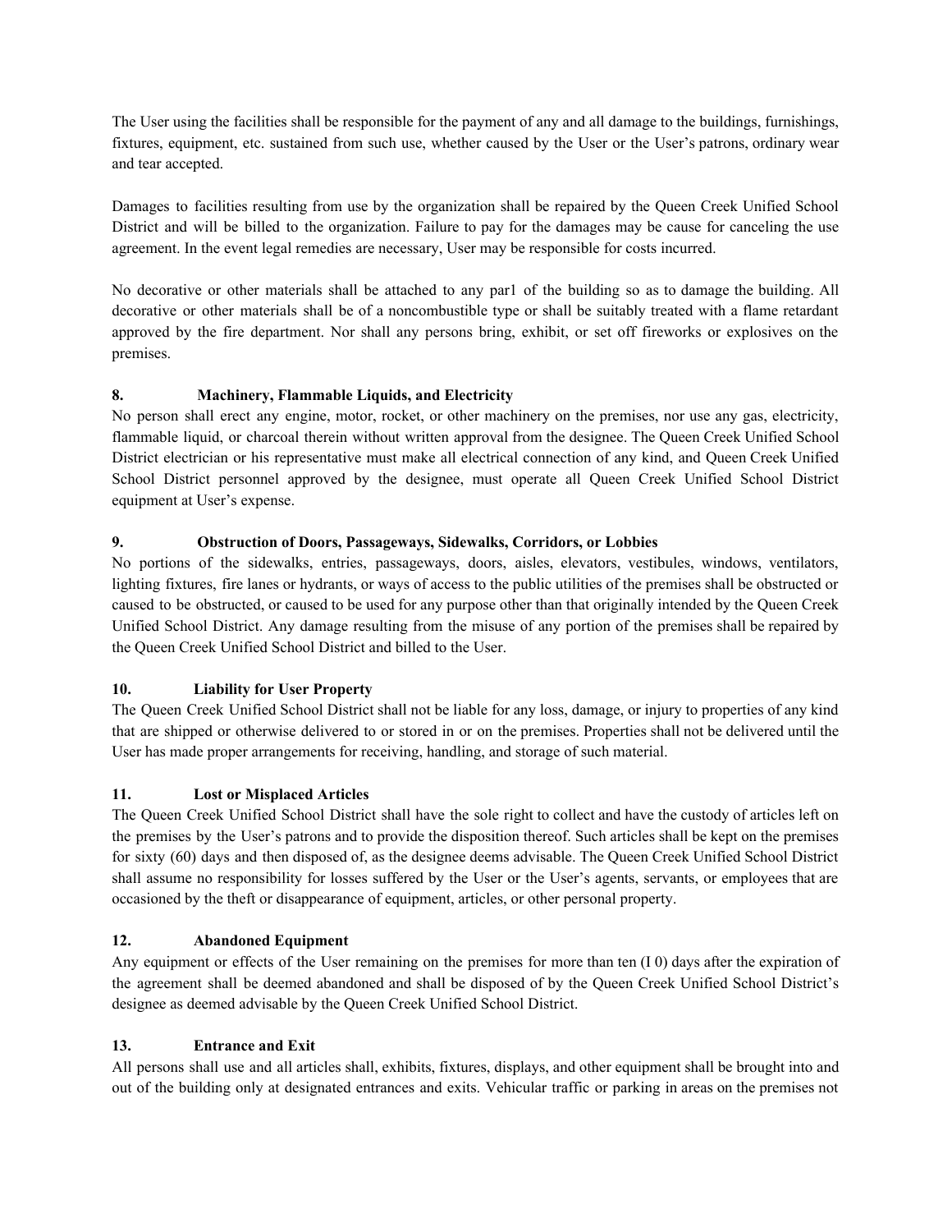The User using the facilities shall be responsible for the payment of any and all damage to the buildings, furnishings, fixtures, equipment, etc. sustained from such use, whether caused by the User or the User's patrons, ordinary wear and tear accepted.

Damages to facilities resulting from use by the organization shall be repaired by the Queen Creek Unified School District and will be billed to the organization. Failure to pay for the damages may be cause for canceling the use agreement. In the event legal remedies are necessary, User may be responsible for costs incurred.

No decorative or other materials shall be attached to any par1 of the building so as to damage the building. All decorative or other materials shall be of a noncombustible type or shall be suitably treated with a flame retardant approved by the fire department. Nor shall any persons bring, exhibit, or set off fireworks or explosives on the premises.

**8. Machinery, Flammable Liquids, and Electricity**

No person shall erect any engine, motor, rocket, or other machinery on the premises, nor use any gas, electricity, flammable liquid, or charcoal therein without written approval from the designee. The Queen Creek Unified School District electrician or his representative must make all electrical connection of any kind, and Queen Creek Unified School District personnel approved by the designee, must operate all Queen Creek Unified School District equipment at User's expense.

**9. Obstruction of Doors, Passageways, Sidewalks, Corridors, or Lobbies**

No portions of the sidewalks, entries, passageways, doors, aisles, elevators, vestibules, windows, ventilators, lighting fixtures, fire lanes or hydrants, or ways of access to the public utilities of the premises shall be obstructed or caused to be obstructed, or caused to be used for any purpose other than that originally intended by the Queen Creek Unified School District. Any damage resulting from the misuse of any portion of the premises shall be repaired by the Queen Creek Unified School District and billed to the User.

**10. Liability for User Property**

The Queen Creek Unified School District shall not be liable for any loss, damage, or injury to properties of any kind that are shipped or otherwise delivered to or stored in or on the premises. Properties shall not be delivered until the User has made proper arrangements for receiving, handling, and storage of such material.

**11. Lost or Misplaced Articles**

The Queen Creek Unified School District shall have the sole right to collect and have the custody of articles left on the premises by the User's patrons and to provide the disposition thereof. Such articles shall be kept on the premises for sixty (60) days and then disposed of, as the designee deems advisable. The Queen Creek Unified School District shall assume no responsibility for losses suffered by the User or the User's agents, servants, or employees that are occasioned by the theft or disappearance of equipment, articles, or other personal property.

**12. Abandoned Equipment**

Any equipment or effects of the User remaining on the premises for more than ten (I 0) days after the expiration of the agreement shall be deemed abandoned and shall be disposed of by the Queen Creek Unified School District's designee as deemed advisable by the Queen Creek Unified School District.

**13. Entrance and Exit**

All persons shall use and all articles shall, exhibits, fixtures, displays, and other equipment shall be brought into and out of the building only at designated entrances and exits. Vehicular traffic or parking in areas on the premises not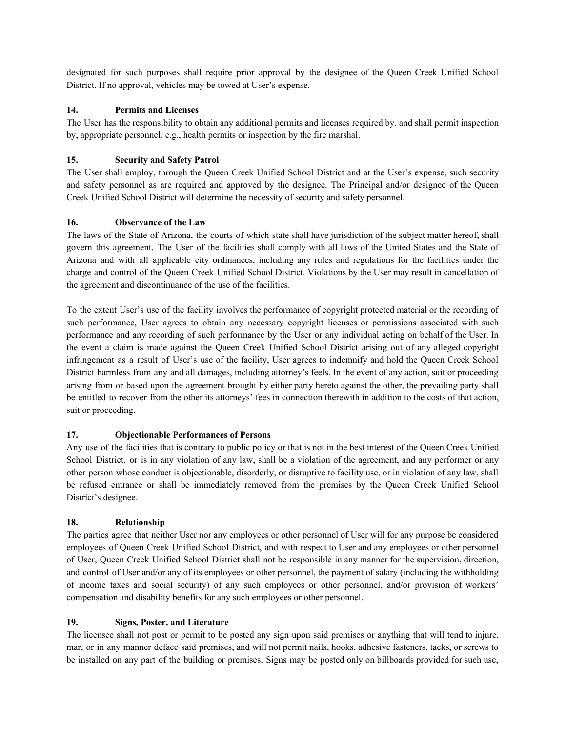designated for such purposes shall require prior approval by the designee of the Queen Creek Unified School District. If no approval, vehicles may be towed at User's expense.

**14. Permits and Licenses**

The User has the responsibility to obtain any additional permits and licenses required by, and shall permit inspection by, appropriate personnel, e.g., health permits or inspection by the fire marshal.

**15. Security and Safety Patrol**

The User shall employ, through the Queen Creek Unified School District and at the User's expense, such security and safety personnel as are required and approved by the designee. The Principal and/or designee of the Queen Creek Unified School District will determine the necessity of security and safety personnel.

**16. Observance of the Law**

The laws of the State of Arizona, the courts of which state shall have jurisdiction of the subject matter hereof, shall govern this agreement. The User of the facilities shall comply with all laws of the United States and the State of Arizona and with all applicable city ordinances, including any rules and regulations for the facilities under the charge and control of the Queen Creek Unified School District. Violations by the User may result in cancellation of the agreement and discontinuance of the use of the facilities.

To the extent User's use of the facility involves the performance of copyright protected material or the recording of such performance, User agrees to obtain any necessary copyright licenses or permissions associated with such performance and any recording of such performance by the User or any individual acting on behalf of the User. In the event a claim is made against the Queen Creek Unified School District arising out of any alleged copyright infringement as a result of User's use of the facility, User agrees to indemnify and hold the Queen Creek School District harmless from any and all damages, including attorney's feels. In the event of any action, suit or proceeding arising from or based upon the agreement brought by either party hereto against the other, the prevailing party shall be entitled to recover from the other its attorneys' fees in connection therewith in addition to the costs of that action, suit or proceeding.

**17. Objectionable Performances of Persons**

Any use of the facilities that is contrary to public policy or that is not in the best interest of the Queen Creek Unified School District, or is in any violation of any law, shall be a violation of the agreement, and any performer or any other person whose conduct is objectionable, disorderly, or disruptive to facility use, or in violation of any law, shall be refused entrance or shall be immediately removed from the premises by the Queen Creek Unified School District's designee.

**18. Relationship**

The parties agree that neither User nor any employees or other personnel of User will for any purpose be considered employees of Queen Creek Unified School District, and with respect to User and any employees or other personnel of User, Queen Creek Unified School District shall not be responsible in any manner for the supervision, direction, and control of User and/or any of its employees or other personnel, the payment of salary (including the withholding of income taxes and social security) of any such employees or other personnel, and/or provision of workers' compensation and disability benefits for any such employees or other personnel.

**19. Signs, Poster, and Literature**

The licensee shall not post or permit to be posted any sign upon said premises or anything that will tend to injure, mar, or in any manner deface said premises, and will not permit nails, hooks, adhesive fasteners, tacks, or screws to be installed on any part of the building or premises. Signs may be posted only on billboards provided for such use,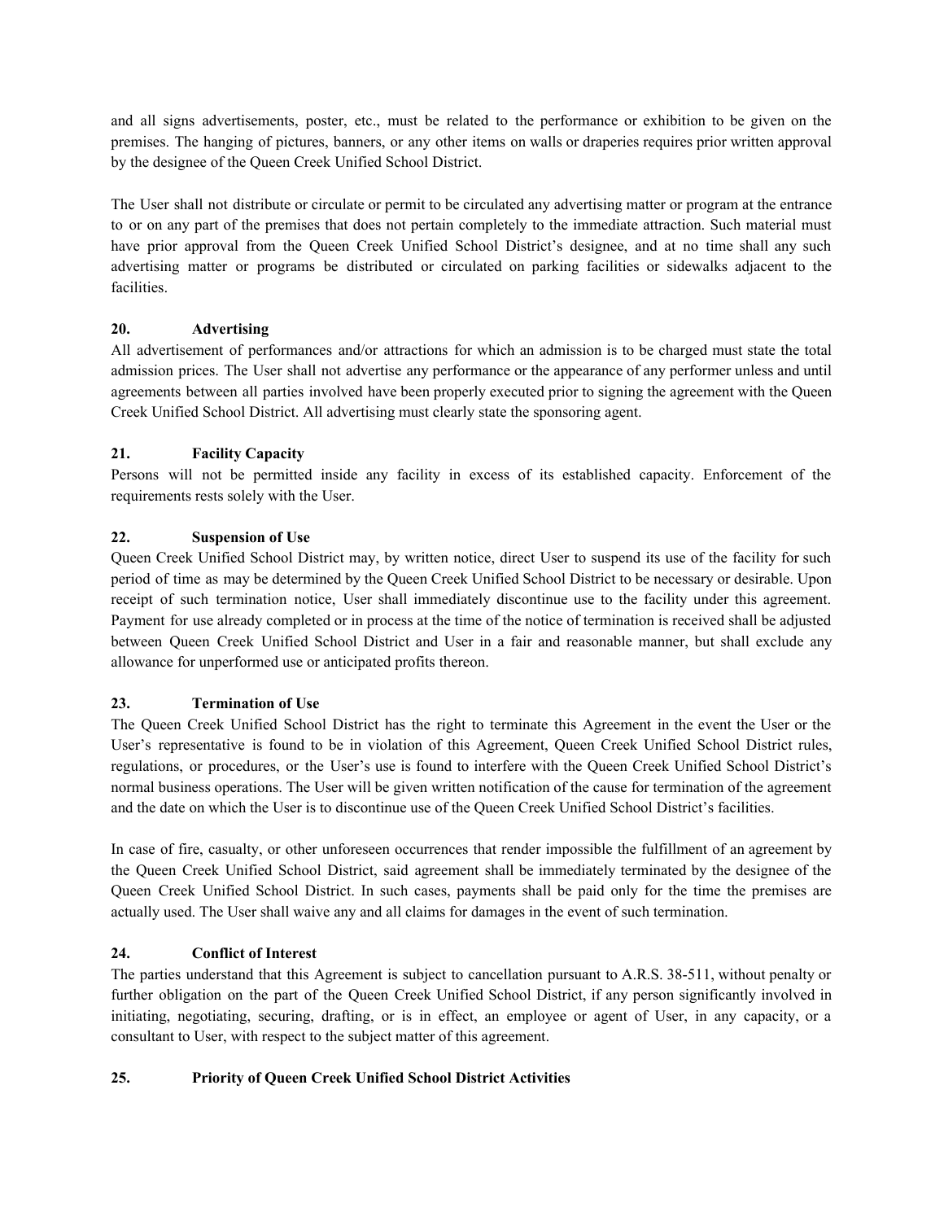and all signs advertisements, poster, etc., must be related to the performance or exhibition to be given on the premises. The hanging of pictures, banners, or any other items on walls or draperies requires prior written approval by the designee of the Queen Creek Unified School District.

The User shall not distribute or circulate or permit to be circulated any advertising matter or program at the entrance to or on any part of the premises that does not pertain completely to the immediate attraction. Such material must have prior approval from the Queen Creek Unified School District's designee, and at no time shall any such advertising matter or programs be distributed or circulated on parking facilities or sidewalks adjacent to the facilities.

**20. Advertising**

All advertisement of performances and/or attractions for which an admission is to be charged must state the total admission prices. The User shall not advertise any performance or the appearance of any performer unless and until agreements between all parties involved have been properly executed prior to signing the agreement with the Queen Creek Unified School District. All advertising must clearly state the sponsoring agent.

**21. Facility Capacity**

Persons will not be permitted inside any facility in excess of its established capacity. Enforcement of the requirements rests solely with the User.

**22. Suspension of Use**

Queen Creek Unified School District may, by written notice, direct User to suspend its use of the facility for such period of time as may be determined by the Queen Creek Unified School District to be necessary or desirable. Upon receipt of such termination notice, User shall immediately discontinue use to the facility under this agreement. Payment for use already completed or in process at the time of the notice of termination is received shall be adjusted between Queen Creek Unified School District and User in a fair and reasonable manner, but shall exclude any allowance for unperformed use or anticipated profits thereon.

**23. Termination of Use**

The Queen Creek Unified School District has the right to terminate this Agreement in the event the User or the User's representative is found to be in violation of this Agreement, Queen Creek Unified School District rules, regulations, or procedures, or the User's use is found to interfere with the Queen Creek Unified School District's normal business operations. The User will be given written notification of the cause for termination of the agreement and the date on which the User is to discontinue use of the Queen Creek Unified School District's facilities.

In case of fire, casualty, or other unforeseen occurrences that render impossible the fulfillment of an agreement by the Queen Creek Unified School District, said agreement shall be immediately terminated by the designee of the Queen Creek Unified School District. In such cases, payments shall be paid only for the time the premises are actually used. The User shall waive any and all claims for damages in the event of such termination.

**24. Conflict of Interest**

The parties understand that this Agreement is subject to cancellation pursuant to A.R.S. 38-511, without penalty or further obligation on the part of the Queen Creek Unified School District, if any person significantly involved in initiating, negotiating, securing, drafting, or is in effect, an employee or agent of User, in any capacity, or a consultant to User, with respect to the subject matter of this agreement.

**25. Priority of Queen Creek Unified School District Activities**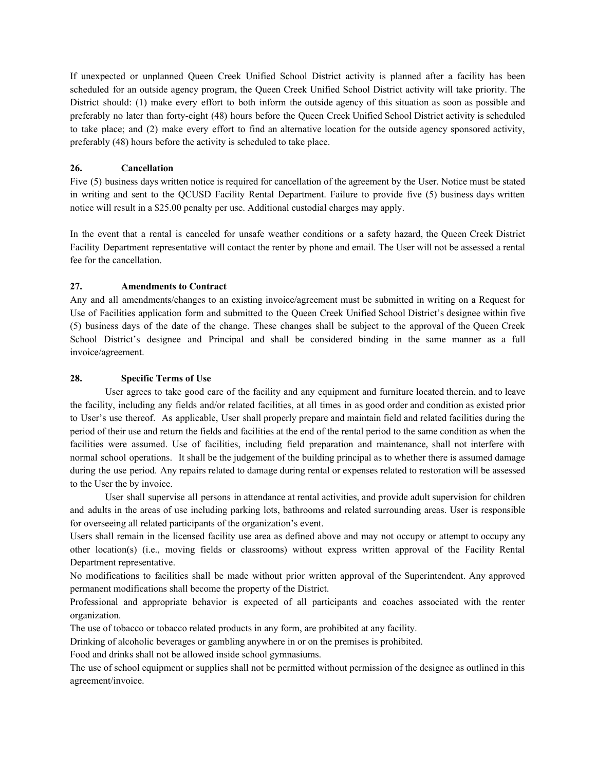If unexpected or unplanned Queen Creek Unified School District activity is planned after a facility has been scheduled for an outside agency program, the Queen Creek Unified School District activity will take priority. The District should: (1) make every effort to both inform the outside agency of this situation as soon as possible and preferably no later than forty-eight (48) hours before the Queen Creek Unified School District activity is scheduled to take place; and (2) make every effort to find an alternative location for the outside agency sponsored activity, preferably (48) hours before the activity is scheduled to take place.

**26. Cancellation**

Five (5) business days written notice is required for cancellation of the agreement by the User. Notice must be stated in writing and sent to the QCUSD Facility Rental Department. Failure to provide five (5) business days written notice will result in a $25.00 penalty per use. Additional custodial charges may apply.

In the event that a rental is canceled for unsafe weather conditions or a safety hazard, the Queen Creek District Facility Department representative will contact the renter by phone and email. The User will not be assessed a rental fee for the cancellation.

**27. Amendments to Contract**

Any and all amendments/changes to an existing invoice/agreement must be submitted in writing on a Request for Use of Facilities application form and submitted to the Queen Creek Unified School District's designee within five (5) business days of the date of the change. These changes shall be subject to the approval of the Queen Creek School District's designee and Principal and shall be considered binding in the same manner as a full invoice/agreement.

**28. Specific Terms of Use**

User agrees to take good care of the facility and any equipment and furniture located therein, and to leave the facility, including any fields and/or related facilities, at all times in as good order and condition as existed prior to User's use thereof. As applicable, User shall properly prepare and maintain field and related facilities during the period of their use and return the fields and facilities at the end of the rental period to the same condition as when the facilities were assumed. Use of facilities, including field preparation and maintenance, shall not interfere with normal school operations. It shall be the judgement of the building principal as to whether there is assumed damage during the use period. Any repairs related to damage during rental or expenses related to restoration will be assessed to the User the by invoice.

User shall supervise all persons in attendance at rental activities, and provide adult supervision for children and adults in the areas of use including parking lots, bathrooms and related surrounding areas. User is responsible for overseeing all related participants of the organization's event.

Users shall remain in the licensed facility use area as defined above and may not occupy or attempt to occupy any other location(s) (i.e., moving fields or classrooms) without express written approval of the Facility Rental Department representative.

No modifications to facilities shall be made without prior written approval of the Superintendent. Any approved permanent modifications shall become the property of the District.

Professional and appropriate behavior is expected of all participants and coaches associated with the renter organization.

The use of tobacco or tobacco related products in any form, are prohibited at any facility.

Drinking of alcoholic beverages or gambling anywhere in or on the premises is prohibited.

Food and drinks shall not be allowed inside school gymnasiums.

The use of school equipment or supplies shall not be permitted without permission of the designee as outlined in this agreement/invoice.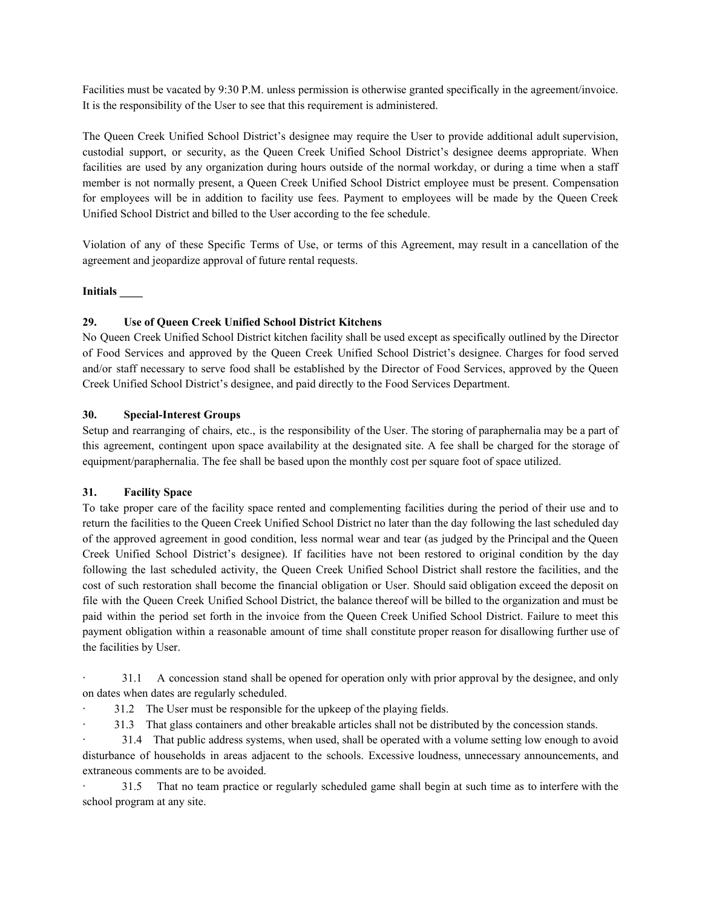Facilities must be vacated by 9:30 P.M. unless permission is otherwise granted specifically in the agreement/invoice. It is the responsibility of the User to see that this requirement is administered.

The Queen Creek Unified School District's designee may require the User to provide additional adult supervision, custodial support, or security, as the Queen Creek Unified School District's designee deems appropriate. When facilities are used by any organization during hours outside of the normal workday, or during a time when a staff member is not normally present, a Queen Creek Unified School District employee must be present. Compensation for employees will be in addition to facility use fees. Payment to employees will be made by the Queen Creek Unified School District and billed to the User according to the fee schedule.

Violation of any of these Specific Terms of Use, or terms of this Agreement, may result in a cancellation of the agreement and jeopardize approval of future rental requests.

**Initials ____**

**29. Use of Queen Creek Unified School District Kitchens**

No Queen Creek Unified School District kitchen facility shall be used except as specifically outlined by the Director of Food Services and approved by the Queen Creek Unified School District's designee. Charges for food served and/or staff necessary to serve food shall be established by the Director of Food Services, approved by the Queen Creek Unified School District's designee, and paid directly to the Food Services Department.

**30. Special-Interest Groups**

Setup and rearranging of chairs, etc., is the responsibility of the User. The storing of paraphernalia may be a part of this agreement, contingent upon space availability at the designated site. A fee shall be charged for the storage of equipment/paraphernalia. The fee shall be based upon the monthly cost per square foot of space utilized.

**31. Facility Space**

To take proper care of the facility space rented and complementing facilities during the period of their use and to return the facilities to the Queen Creek Unified School District no later than the day following the last scheduled day of the approved agreement in good condition, less normal wear and tear (as judged by the Principal and the Queen Creek Unified School District's designee). If facilities have not been restored to original condition by the day following the last scheduled activity, the Queen Creek Unified School District shall restore the facilities, and the cost of such restoration shall become the financial obligation or User. Should said obligation exceed the deposit on file with the Queen Creek Unified School District, the balance thereof will be billed to the organization and must be paid within the period set forth in the invoice from the Queen Creek Unified School District. Failure to meet this payment obligation within a reasonable amount of time shall constitute proper reason for disallowing further use of the facilities by User.

- 31.1 A concession stand shall be opened for operation only with prior approval by the designee, and only on dates when dates are regularly scheduled.
- 31.2 The User must be responsible for the upkeep of the playing fields.
- 31.3 That glass containers and other breakable articles shall not be distributed by the concession stands.
- 31.4 That public address systems, when used, shall be operated with a volume setting low enough to avoid disturbance of households in areas adjacent to the schools. Excessive loudness, unnecessary announcements, and extraneous comments are to be avoided.
- 31.5 That no team practice or regularly scheduled game shall begin at such time as to interfere with the school program at any site.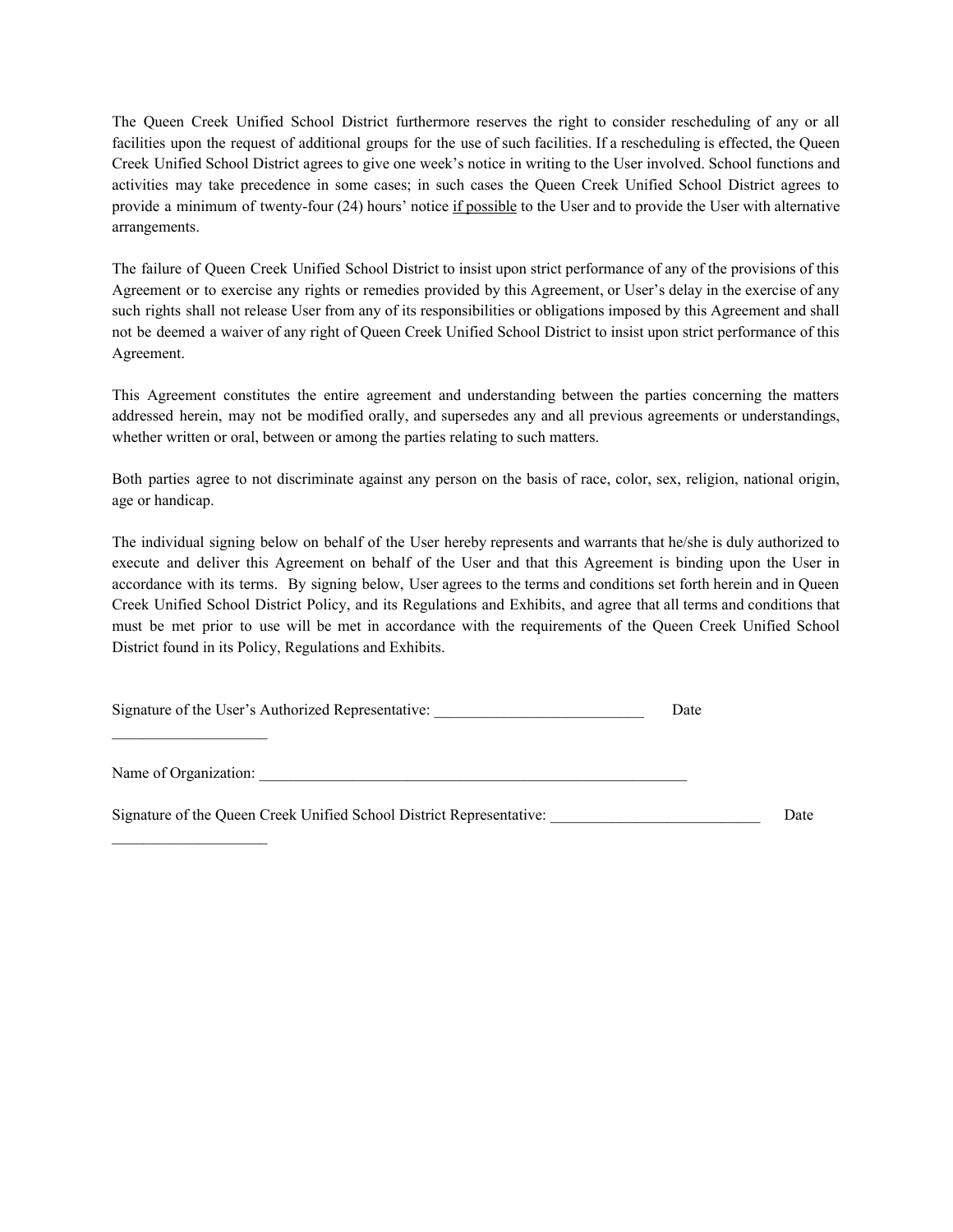The Queen Creek Unified School District furthermore reserves the right to consider rescheduling of any or all facilities upon the request of additional groups for the use of such facilities. If a rescheduling is effected, the Queen Creek Unified School District agrees to give one week's notice in writing to the User involved. School functions and activities may take precedence in some cases; in such cases the Queen Creek Unified School District agrees to provide a minimum of twenty-four (24) hours' notice <u>if possible</u> to the User and to provide the User with alternative arrangements.

The failure of Queen Creek Unified School District to insist upon strict performance of any of the provisions of this Agreement or to exercise any rights or remedies provided by this Agreement, or User's delay in the exercise of any such rights shall not release User from any of its responsibilities or obligations imposed by this Agreement and shall not be deemed a waiver of any right of Queen Creek Unified School District to insist upon strict performance of this Agreement.

This Agreement constitutes the entire agreement and understanding between the parties concerning the matters addressed herein, may not be modified orally, and supersedes any and all previous agreements or understandings, whether written or oral, between or among the parties relating to such matters.

Both parties agree to not discriminate against any person on the basis of race, color, sex, religion, national origin, age or handicap.

The individual signing below on behalf of the User hereby represents and warrants that he/she is duly authorized to execute and deliver this Agreement on behalf of the User and that this Agreement is binding upon the User in accordance with its terms. By signing below, User agrees to the terms and conditions set forth herein and in Queen Creek Unified School District Policy, and its Regulations and Exhibits, and agree that all terms and conditions that must be met prior to use will be met in accordance with the requirements of the Queen Creek Unified School District found in its Policy, Regulations and Exhibits.

Signature of the User's Authorized Representative: ___________________________ Date ____________________

Name of Organization: ___________________________________________________________

Signature of the Queen Creek Unified School District Representative: ___________________________ Date ____________________